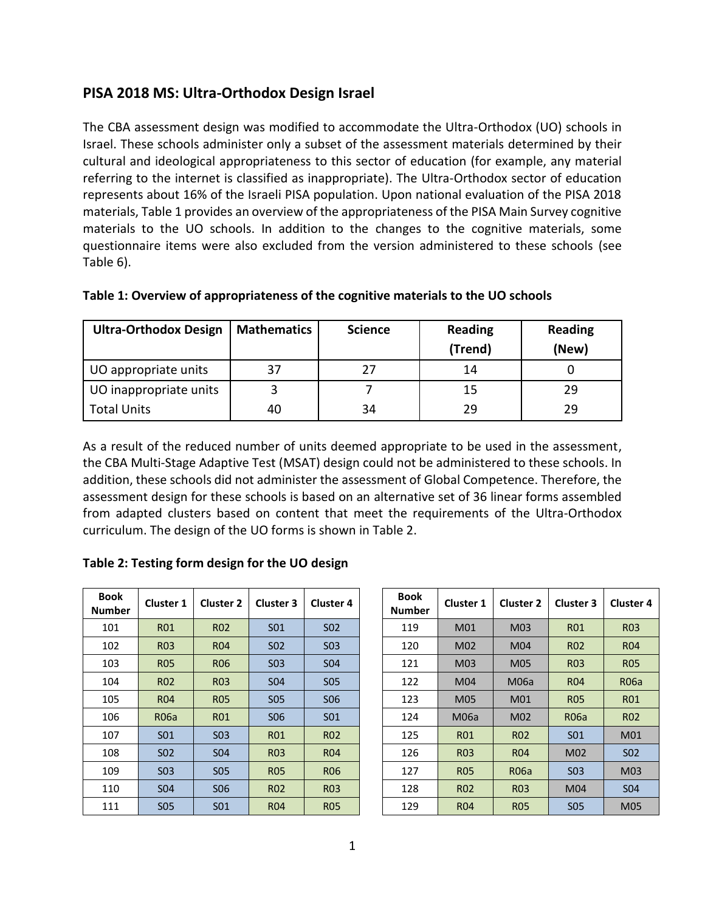## PISA 2018 MS: Ultra-Orthodox Design Israel

The CBA assessment design was modified to accommodate the Ultra-Orthodox (UO) schools in Israel. These schools administer only a subset of the assessment materials determined by their cultural and ideological appropriateness to this sector of education (for example, any material referring to the internet is classified as inappropriate). The Ultra-Orthodox sector of education represents about 16% of the Israeli PISA population. Upon national evaluation of the PISA 2018 materials, Table 1 provides an overview of the appropriateness of the PISA Main Survey cognitive materials to the UO schools. In addition to the changes to the cognitive materials, some questionnaire items were also excluded from the version administered to these schools (see Table 6).

**Table 1: Overview of appropriateness of the cognitive materials to the UO schools**

| Ultra-Orthodox Design | Mathematics | Science | Reading (Trend) | Reading (New) |
|---|---|---|---|---|
| UO appropriate units | 37 | 27 | 14 | 0 |
| UO inappropriate units | 3 | 7 | 15 | 29 |
| Total Units | 40 | 34 | 29 | 29 |

As a result of the reduced number of units deemed appropriate to be used in the assessment, the CBA Multi-Stage Adaptive Test (MSAT) design could not be administered to these schools. In addition, these schools did not administer the assessment of Global Competence. Therefore, the assessment design for these schools is based on an alternative set of 36 linear forms assembled from adapted clusters based on content that meet the requirements of the Ultra-Orthodox curriculum. The design of the UO forms is shown in Table 2.

**Table 2: Testing form design for the UO design**

| Book Number | Cluster 1 | Cluster 2 | Cluster 3 | Cluster 4 |
|---|---|---|---|---|
| 101 | R01 | R02 | S01 | S02 |
| 102 | R03 | R04 | S02 | S03 |
| 103 | R05 | R06 | S03 | S04 |
| 104 | R02 | R03 | S04 | S05 |
| 105 | R04 | R05 | S05 | S06 |
| 106 | R06a | R01 | S06 | S01 |
| 107 | S01 | S03 | R01 | R02 |
| 108 | S02 | S04 | R03 | R04 |
| 109 | S03 | S05 | R05 | R06 |
| 110 | S04 | S06 | R02 | R03 |
| 111 | S05 | S01 | R04 | R05 |

| Book Number | Cluster 1 | Cluster 2 | Cluster 3 | Cluster 4 |
|---|---|---|---|---|
| 119 | M01 | M03 | R01 | R03 |
| 120 | M02 | M04 | R02 | R04 |
| 121 | M03 | M05 | R03 | R05 |
| 122 | M04 | M06a | R04 | R06a |
| 123 | M05 | M01 | R05 | R01 |
| 124 | M06a | M02 | R06a | R02 |
| 125 | R01 | R02 | S01 | M01 |
| 126 | R03 | R04 | M02 | S02 |
| 127 | R05 | R06a | S03 | M03 |
| 128 | R02 | R03 | M04 | S04 |
| 129 | R04 | R05 | S05 | M05 |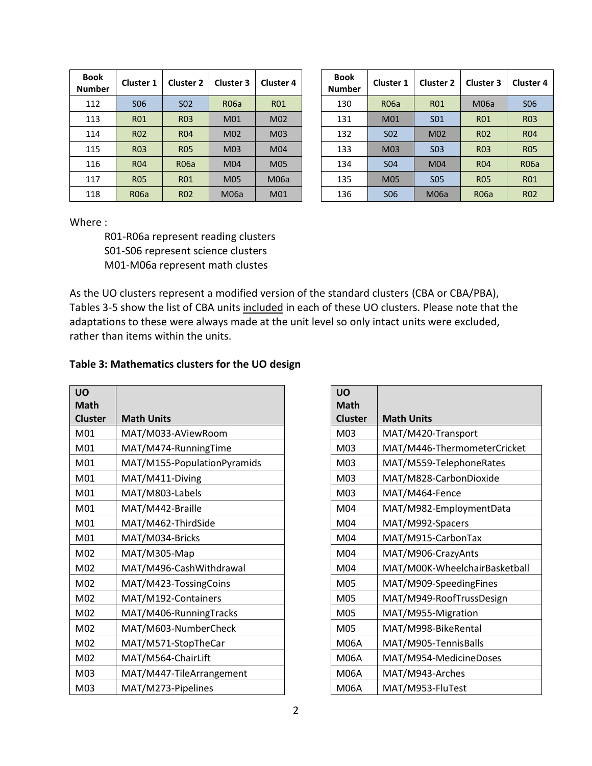| Book Number | Cluster 1 | Cluster 2 | Cluster 3 | Cluster 4 |
|---|---|---|---|---|
| 112 | S06 | S02 | R06a | R01 |
| 113 | R01 | R03 | M01 | M02 |
| 114 | R02 | R04 | M02 | M03 |
| 115 | R03 | R05 | M03 | M04 |
| 116 | R04 | R06a | M04 | M05 |
| 117 | R05 | R01 | M05 | M06a |
| 118 | R06a | R02 | M06a | M01 |

| Book Number | Cluster 1 | Cluster 2 | Cluster 3 | Cluster 4 |
|---|---|---|---|---|
| 130 | R06a | R01 | M06a | S06 |
| 131 | M01 | S01 | R01 | R03 |
| 132 | S02 | M02 | R02 | R04 |
| 133 | M03 | S03 | R03 | R05 |
| 134 | S04 | M04 | R04 | R06a |
| 135 | M05 | S05 | R05 | R01 |
| 136 | S06 | M06a | R06a | R02 |

Where :

R01-R06a represent reading clusters
S01-S06 represent science clusters
M01-M06a represent math clustes

As the UO clusters represent a modified version of the standard clusters (CBA or CBA/PBA), Tables 3-5 show the list of CBA units included in each of these UO clusters. Please note that the adaptations to these were always made at the unit level so only intact units were excluded, rather than items within the units.

**Table 3: Mathematics clusters for the UO design**

| UO Math Cluster | Math Units |
|---|---|
| M01 | MAT/M033-AViewRoom |
| M01 | MAT/M474-RunningTime |
| M01 | MAT/M155-PopulationPyramids |
| M01 | MAT/M411-Diving |
| M01 | MAT/M803-Labels |
| M01 | MAT/M442-Braille |
| M01 | MAT/M462-ThirdSide |
| M01 | MAT/M034-Bricks |
| M02 | MAT/M305-Map |
| M02 | MAT/M496-CashWithdrawal |
| M02 | MAT/M423-TossingCoins |
| M02 | MAT/M192-Containers |
| M02 | MAT/M406-RunningTracks |
| M02 | MAT/M603-NumberCheck |
| M02 | MAT/M571-StopTheCar |
| M02 | MAT/M564-ChairLift |
| M03 | MAT/M447-TileArrangement |
| M03 | MAT/M273-Pipelines |
| M03 | MAT/M420-Transport |
| M03 | MAT/M446-ThermometerCricket |
| M03 | MAT/M559-TelephoneRates |
| M03 | MAT/M828-CarbonDioxide |
| M03 | MAT/M464-Fence |
| M04 | MAT/M982-EmploymentData |
| M04 | MAT/M992-Spacers |
| M04 | MAT/M915-CarbonTax |
| M04 | MAT/M906-CrazyAnts |
| M04 | MAT/M00K-WheelchairBasketball |
| M05 | MAT/M909-SpeedingFines |
| M05 | MAT/M949-RoofTrussDesign |
| M05 | MAT/M955-Migration |
| M05 | MAT/M998-BikeRental |
| M06A | MAT/M905-TennisBalls |
| M06A | MAT/M954-MedicineDoses |
| M06A | MAT/M943-Arches |
| M06A | MAT/M953-FluTest |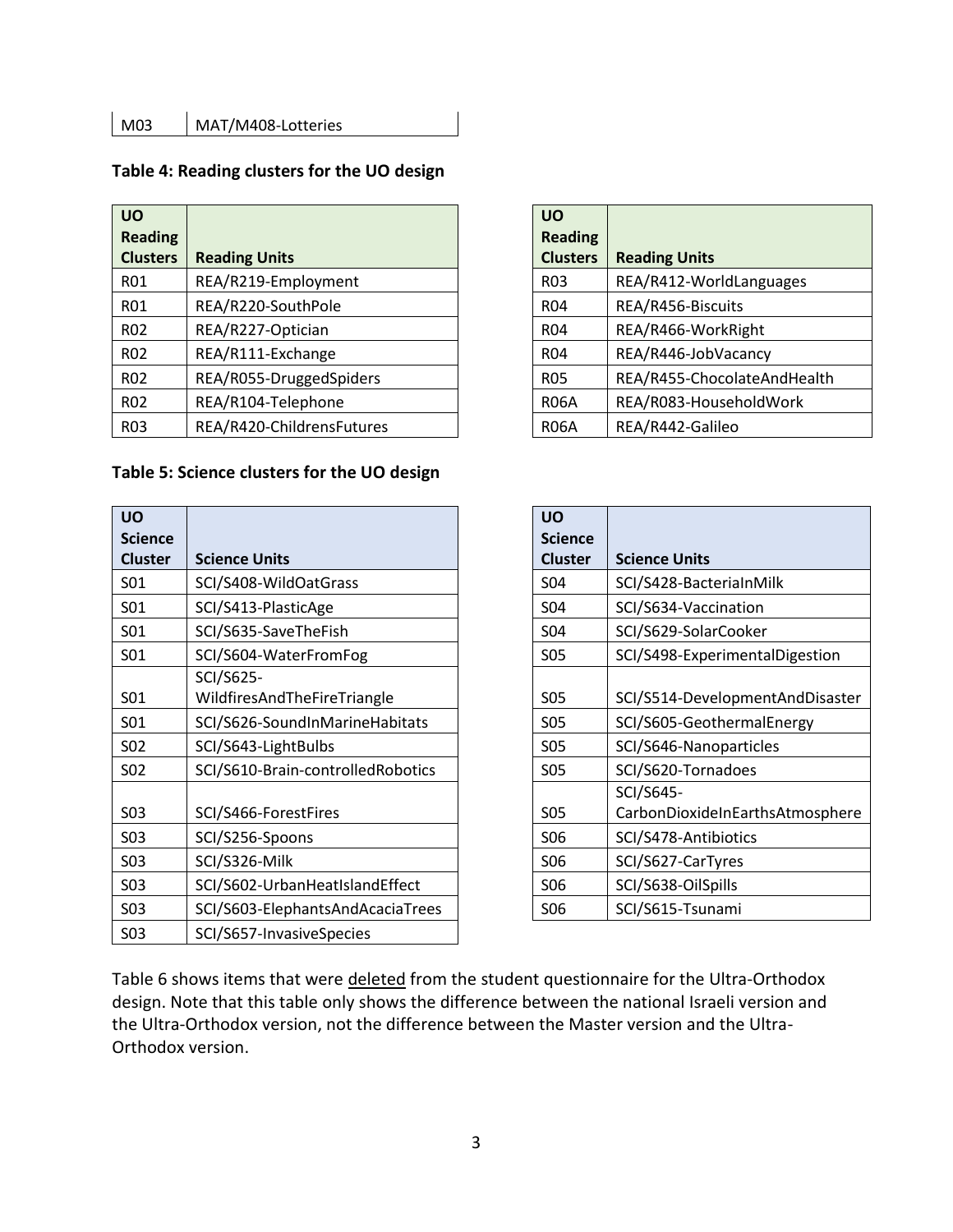| M03 | MAT/M408-Lotteries |
|---|---|

**Table 4: Reading clusters for the UO design**

| UO Reading Clusters | Reading Units |
|---|---|
| R01 | REA/R219-Employment |
| R01 | REA/R220-SouthPole |
| R02 | REA/R227-Optician |
| R02 | REA/R111-Exchange |
| R02 | REA/R055-DruggedSpiders |
| R02 | REA/R104-Telephone |
| R03 | REA/R420-ChildrensFutures |
| R03 | REA/R412-WorldLanguages |
| R04 | REA/R456-Biscuits |
| R04 | REA/R466-WorkRight |
| R04 | REA/R446-JobVacancy |
| R05 | REA/R455-ChocolateAndHealth |
| R06A | REA/R083-HouseholdWork |
| R06A | REA/R442-Galileo |

**Table 5: Science clusters for the UO design**

| UO Science Cluster | Science Units |
|---|---|
| S01 | SCI/S408-WildOatGrass |
| S01 | SCI/S413-PlasticAge |
| S01 | SCI/S635-SaveTheFish |
| S01 | SCI/S604-WaterFromFog |
| S01 | SCI/S625-WildfiresAndTheFireTriangle |
| S01 | SCI/S626-SoundInMarineHabitats |
| S02 | SCI/S643-LightBulbs |
| S02 | SCI/S610-Brain-controlledRobotics |
| S03 | SCI/S466-ForestFires |
| S03 | SCI/S256-Spoons |
| S03 | SCI/S326-Milk |
| S03 | SCI/S602-UrbanHeatIslandEffect |
| S03 | SCI/S603-ElephantsAndAcaciaTrees |
| S03 | SCI/S657-InvasiveSpecies |
| S04 | SCI/S428-BacterialnMilk |
| S04 | SCI/S634-Vaccination |
| S04 | SCI/S629-SolarCooker |
| S05 | SCI/S498-ExperimentalDigestion |
| S05 | SCI/S514-DevelopmentAndDisaster |
| S05 | SCI/S605-GeothermalEnergy |
| S05 | SCI/S646-Nanoparticles |
| S05 | SCI/S620-Tornadoes |
| S05 | SCI/S645-CarbonDioxideInEarthsAtmosphere |
| S06 | SCI/S478-Antibiotics |
| S06 | SCI/S627-CarTyres |
| S06 | SCI/S638-OilSpills |
| S06 | SCI/S615-Tsunami |

Table 6 shows items that were deleted from the student questionnaire for the Ultra-Orthodox design. Note that this table only shows the difference between the national Israeli version and the Ultra-Orthodox version, not the difference between the Master version and the Ultra-Orthodox version.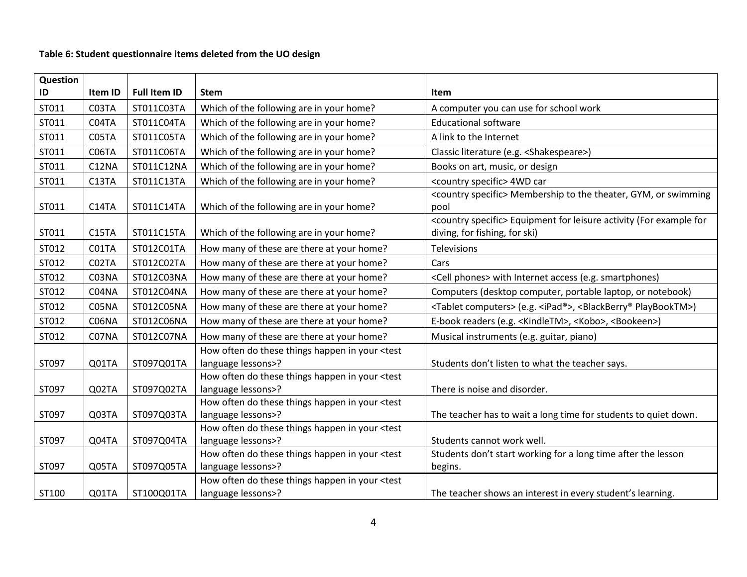**Table 6: Student questionnaire items deleted from the UO design**

| Question ID | Item ID | Full Item ID | Stem | Item |
|---|---|---|---|---|
| ST011 | C03TA | ST011C03TA | Which of the following are in your home? | A computer you can use for school work |
| ST011 | C04TA | ST011C04TA | Which of the following are in your home? | Educational software |
| ST011 | C05TA | ST011C05TA | Which of the following are in your home? | A link to the Internet |
| ST011 | C06TA | ST011C06TA | Which of the following are in your home? | Classic literature (e.g. <Shakespeare>) |
| ST011 | C12NA | ST011C12NA | Which of the following are in your home? | Books on art, music, or design |
| ST011 | C13TA | ST011C13TA | Which of the following are in your home? | <country specific> 4WD car |
| ST011 | C14TA | ST011C14TA | Which of the following are in your home? | <country specific> Membership to the theater, GYM, or swimming pool |
| ST011 | C15TA | ST011C15TA | Which of the following are in your home? | <country specific> Equipment for leisure activity (For example for diving, for fishing, for ski) |
| ST012 | C01TA | ST012C01TA | How many of these are there at your home? | Televisions |
| ST012 | C02TA | ST012C02TA | How many of these are there at your home? | Cars |
| ST012 | C03NA | ST012C03NA | How many of these are there at your home? | <Cell phones> with Internet access (e.g. smartphones) |
| ST012 | C04NA | ST012C04NA | How many of these are there at your home? | Computers (desktop computer, portable laptop, or notebook) |
| ST012 | C05NA | ST012C05NA | How many of these are there at your home? | <Tablet computers> (e.g. <iPad®>, <BlackBerry® PlayBookTM>) |
| ST012 | C06NA | ST012C06NA | How many of these are there at your home? | E-book readers (e.g. <KindleTM>, <Kobo>, <Bookeen>) |
| ST012 | C07NA | ST012C07NA | How many of these are there at your home? | Musical instruments (e.g. guitar, piano) |
| ST097 | Q01TA | ST097Q01TA | How often do these things happen in your <test language lessons>? | Students don't listen to what the teacher says. |
| ST097 | Q02TA | ST097Q02TA | How often do these things happen in your <test language lessons>? | There is noise and disorder. |
| ST097 | Q03TA | ST097Q03TA | How often do these things happen in your <test language lessons>? | The teacher has to wait a long time for students to quiet down. |
| ST097 | Q04TA | ST097Q04TA | How often do these things happen in your <test language lessons>? | Students cannot work well. |
| ST097 | Q05TA | ST097Q05TA | How often do these things happen in your <test language lessons>? | Students don't start working for a long time after the lesson begins. |
| ST100 | Q01TA | ST100Q01TA | How often do these things happen in your <test language lessons>? | The teacher shows an interest in every student's learning. |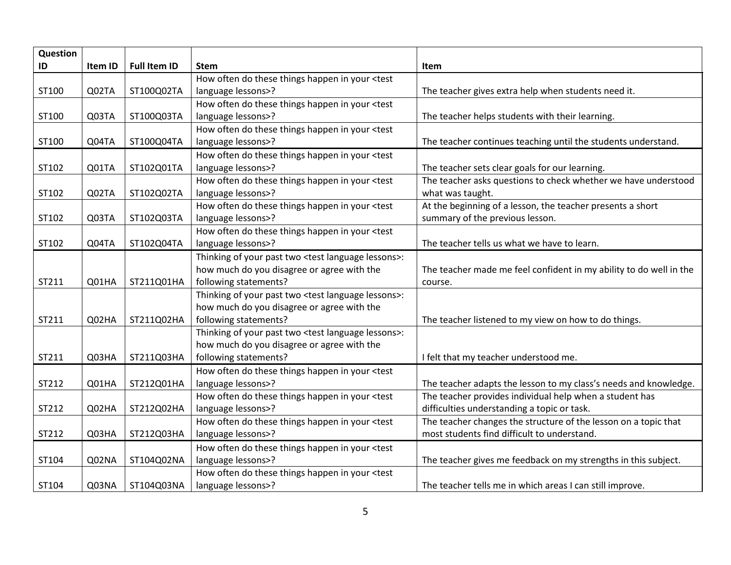| Question ID | Item ID | Full Item ID | Stem | Item |
|---|---|---|---|---|
| ST100 | Q02TA | ST100Q02TA | How often do these things happen in your <test language lessons>? | The teacher gives extra help when students need it. |
| ST100 | Q03TA | ST100Q03TA | How often do these things happen in your <test language lessons>? | The teacher helps students with their learning. |
| ST100 | Q04TA | ST100Q04TA | How often do these things happen in your <test language lessons>? | The teacher continues teaching until the students understand. |
| ST102 | Q01TA | ST102Q01TA | How often do these things happen in your <test language lessons>? | The teacher sets clear goals for our learning. |
| ST102 | Q02TA | ST102Q02TA | How often do these things happen in your <test language lessons>? | The teacher asks questions to check whether we have understood what was taught. |
| ST102 | Q03TA | ST102Q03TA | How often do these things happen in your <test language lessons>? | At the beginning of a lesson, the teacher presents a short summary of the previous lesson. |
| ST102 | Q04TA | ST102Q04TA | How often do these things happen in your <test language lessons>? | The teacher tells us what we have to learn. |
| ST211 | Q01HA | ST211Q01HA | Thinking of your past two <test language lessons>: how much do you disagree or agree with the following statements? | The teacher made me feel confident in my ability to do well in the course. |
| ST211 | Q02HA | ST211Q02HA | Thinking of your past two <test language lessons>: how much do you disagree or agree with the following statements? | The teacher listened to my view on how to do things. |
| ST211 | Q03HA | ST211Q03HA | Thinking of your past two <test language lessons>: how much do you disagree or agree with the following statements? | I felt that my teacher understood me. |
| ST212 | Q01HA | ST212Q01HA | How often do these things happen in your <test language lessons>? | The teacher adapts the lesson to my class's needs and knowledge. |
| ST212 | Q02HA | ST212Q02HA | How often do these things happen in your <test language lessons>? | The teacher provides individual help when a student has difficulties understanding a topic or task. |
| ST212 | Q03HA | ST212Q03HA | How often do these things happen in your <test language lessons>? | The teacher changes the structure of the lesson on a topic that most students find difficult to understand. |
| ST104 | Q02NA | ST104Q02NA | How often do these things happen in your <test language lessons>? | The teacher gives me feedback on my strengths in this subject. |
| ST104 | Q03NA | ST104Q03NA | How often do these things happen in your <test language lessons>? | The teacher tells me in which areas I can still improve. |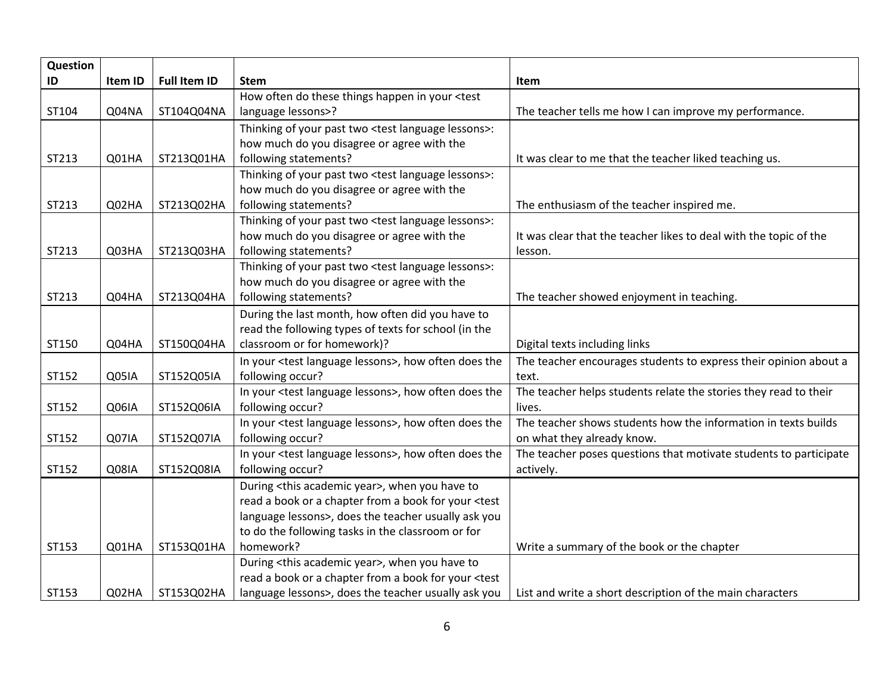| Question ID | Item ID | Full Item ID | Stem | Item |
|---|---|---|---|---|
| ST104 | Q04NA | ST104Q04NA | How often do these things happen in your <test language lessons>? | The teacher tells me how I can improve my performance. |
| ST213 | Q01HA | ST213Q01HA | Thinking of your past two <test language lessons>: how much do you disagree or agree with the following statements? | It was clear to me that the teacher liked teaching us. |
| ST213 | Q02HA | ST213Q02HA | Thinking of your past two <test language lessons>: how much do you disagree or agree with the following statements? | The enthusiasm of the teacher inspired me. |
| ST213 | Q03HA | ST213Q03HA | Thinking of your past two <test language lessons>: how much do you disagree or agree with the following statements? | It was clear that the teacher likes to deal with the topic of the lesson. |
| ST213 | Q04HA | ST213Q04HA | Thinking of your past two <test language lessons>: how much do you disagree or agree with the following statements? | The teacher showed enjoyment in teaching. |
| ST150 | Q04HA | ST150Q04HA | During the last month, how often did you have to read the following types of texts for school (in the classroom or for homework)? | Digital texts including links |
| ST152 | Q05IA | ST152Q05IA | In your <test language lessons>, how often does the following occur? | The teacher encourages students to express their opinion about a text. |
| ST152 | Q06IA | ST152Q06IA | In your <test language lessons>, how often does the following occur? | The teacher helps students relate the stories they read to their lives. |
| ST152 | Q07IA | ST152Q07IA | In your <test language lessons>, how often does the following occur? | The teacher shows students how the information in texts builds on what they already know. |
| ST152 | Q08IA | ST152Q08IA | In your <test language lessons>, how often does the following occur? | The teacher poses questions that motivate students to participate actively. |
| ST153 | Q01HA | ST153Q01HA | During <this academic year>, when you have to read a book or a chapter from a book for your <test language lessons>, does the teacher usually ask you to do the following tasks in the classroom or for homework? | Write a summary of the book or the chapter |
| ST153 | Q02HA | ST153Q02HA | During <this academic year>, when you have to read a book or a chapter from a book for your <test language lessons>, does the teacher usually ask you | List and write a short description of the main characters |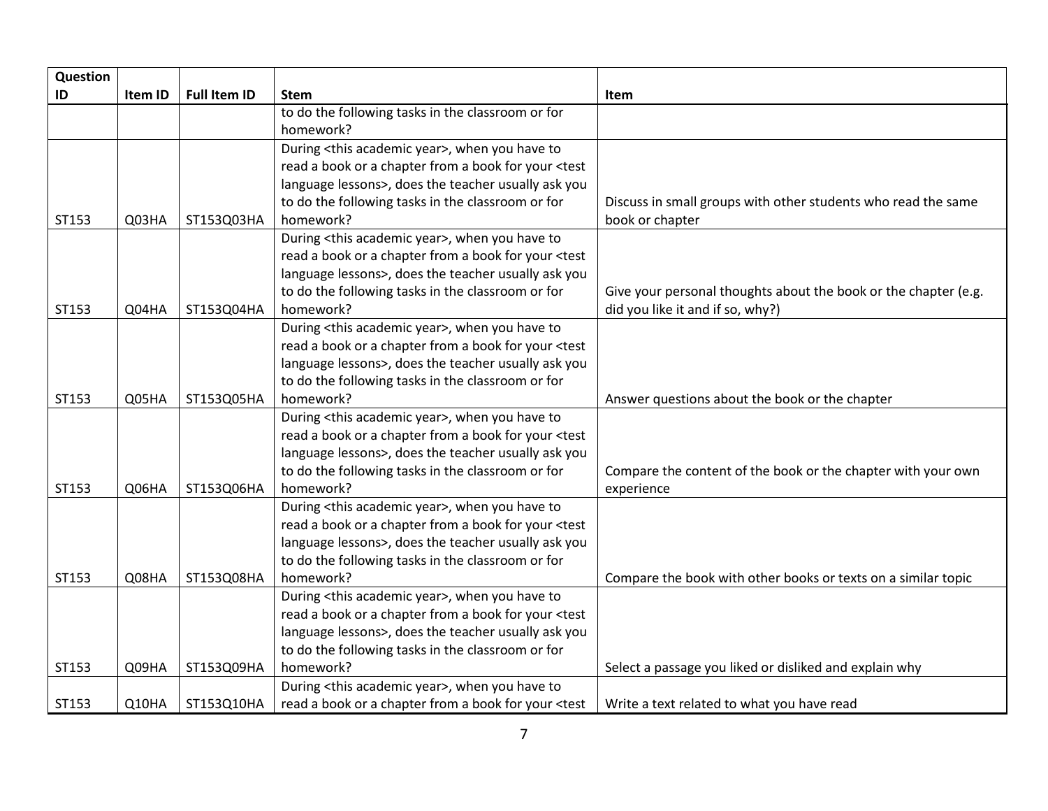| Question ID | Item ID | Full Item ID | Stem | Item |
|---|---|---|---|---|
| | | | to do the following tasks in the classroom or for homework? | |
| ST153 | Q03HA | ST153Q03HA | During <this academic year>, when you have to read a book or a chapter from a book for your <test language lessons>, does the teacher usually ask you to do the following tasks in the classroom or for homework? | Discuss in small groups with other students who read the same book or chapter |
| ST153 | Q04HA | ST153Q04HA | During <this academic year>, when you have to read a book or a chapter from a book for your <test language lessons>, does the teacher usually ask you to do the following tasks in the classroom or for homework? | Give your personal thoughts about the book or the chapter (e.g. did you like it and if so, why?) |
| ST153 | Q05HA | ST153Q05HA | During <this academic year>, when you have to read a book or a chapter from a book for your <test language lessons>, does the teacher usually ask you to do the following tasks in the classroom or for homework? | Answer questions about the book or the chapter |
| ST153 | Q06HA | ST153Q06HA | During <this academic year>, when you have to read a book or a chapter from a book for your <test language lessons>, does the teacher usually ask you to do the following tasks in the classroom or for homework? | Compare the content of the book or the chapter with your own experience |
| ST153 | Q08HA | ST153Q08HA | During <this academic year>, when you have to read a book or a chapter from a book for your <test language lessons>, does the teacher usually ask you to do the following tasks in the classroom or for homework? | Compare the book with other books or texts on a similar topic |
| ST153 | Q09HA | ST153Q09HA | During <this academic year>, when you have to read a book or a chapter from a book for your <test language lessons>, does the teacher usually ask you to do the following tasks in the classroom or for homework? | Select a passage you liked or disliked and explain why |
| ST153 | Q10HA | ST153Q10HA | During <this academic year>, when you have to read a book or a chapter from a book for your <test | Write a text related to what you have read |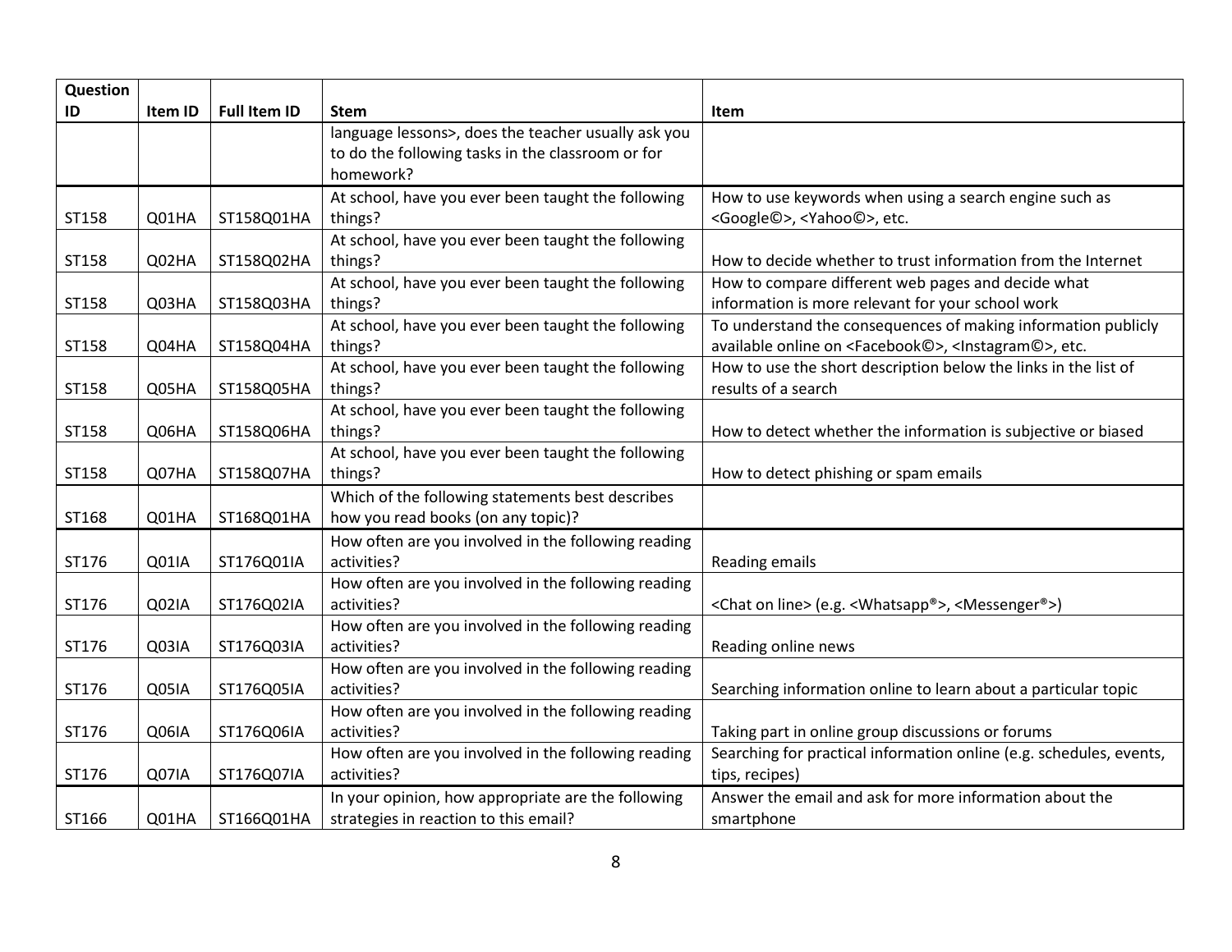| Question ID | Item ID | Full Item ID | Stem | Item |
|---|---|---|---|---|
| | | | language lessons>, does the teacher usually ask you to do the following tasks in the classroom or for homework? | |
| ST158 | Q01HA | ST158Q01HA | At school, have you ever been taught the following things? | How to use keywords when using a search engine such as <Google©>, <Yahoo©>, etc. |
| ST158 | Q02HA | ST158Q02HA | At school, have you ever been taught the following things? | How to decide whether to trust information from the Internet |
| ST158 | Q03HA | ST158Q03HA | At school, have you ever been taught the following things? | How to compare different web pages and decide what information is more relevant for your school work |
| ST158 | Q04HA | ST158Q04HA | At school, have you ever been taught the following things? | To understand the consequences of making information publicly available online on <Facebook©>, <Instagram©>, etc. |
| ST158 | Q05HA | ST158Q05HA | At school, have you ever been taught the following things? | How to use the short description below the links in the list of results of a search |
| ST158 | Q06HA | ST158Q06HA | At school, have you ever been taught the following things? | How to detect whether the information is subjective or biased |
| ST158 | Q07HA | ST158Q07HA | At school, have you ever been taught the following things? | How to detect phishing or spam emails |
| ST168 | Q01HA | ST168Q01HA | Which of the following statements best describes how you read books (on any topic)? | |
| ST176 | Q01IA | ST176Q01IA | How often are you involved in the following reading activities? | Reading emails |
| ST176 | Q02IA | ST176Q02IA | How often are you involved in the following reading activities? | <Chat on line> (e.g. <Whatsapp®>, <Messenger®>) |
| ST176 | Q03IA | ST176Q03IA | How often are you involved in the following reading activities? | Reading online news |
| ST176 | Q05IA | ST176Q05IA | How often are you involved in the following reading activities? | Searching information online to learn about a particular topic |
| ST176 | Q06IA | ST176Q06IA | How often are you involved in the following reading activities? | Taking part in online group discussions or forums |
| ST176 | Q07IA | ST176Q07IA | How often are you involved in the following reading activities? | Searching for practical information online (e.g. schedules, events, tips, recipes) |
| ST166 | Q01HA | ST166Q01HA | In your opinion, how appropriate are the following strategies in reaction to this email? | Answer the email and ask for more information about the smartphone |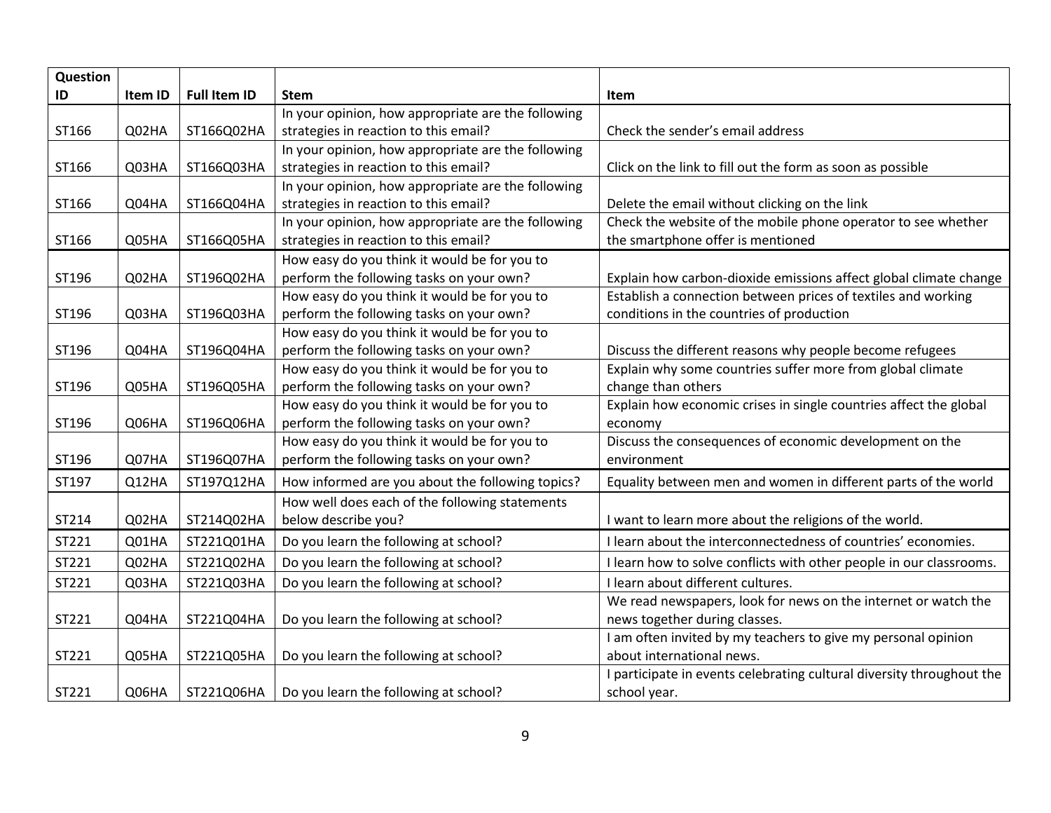| Question ID | Item ID | Full Item ID | Stem | Item |
|---|---|---|---|---|
| ST166 | Q02HA | ST166Q02HA | In your opinion, how appropriate are the following strategies in reaction to this email? | Check the sender's email address |
| ST166 | Q03HA | ST166Q03HA | In your opinion, how appropriate are the following strategies in reaction to this email? | Click on the link to fill out the form as soon as possible |
| ST166 | Q04HA | ST166Q04HA | In your opinion, how appropriate are the following strategies in reaction to this email? | Delete the email without clicking on the link |
| ST166 | Q05HA | ST166Q05HA | In your opinion, how appropriate are the following strategies in reaction to this email? | Check the website of the mobile phone operator to see whether the smartphone offer is mentioned |
| ST196 | Q02HA | ST196Q02HA | How easy do you think it would be for you to perform the following tasks on your own? | Explain how carbon-dioxide emissions affect global climate change |
| ST196 | Q03HA | ST196Q03HA | How easy do you think it would be for you to perform the following tasks on your own? | Establish a connection between prices of textiles and working conditions in the countries of production |
| ST196 | Q04HA | ST196Q04HA | How easy do you think it would be for you to perform the following tasks on your own? | Discuss the different reasons why people become refugees |
| ST196 | Q05HA | ST196Q05HA | How easy do you think it would be for you to perform the following tasks on your own? | Explain why some countries suffer more from global climate change than others |
| ST196 | Q06HA | ST196Q06HA | How easy do you think it would be for you to perform the following tasks on your own? | Explain how economic crises in single countries affect the global economy |
| ST196 | Q07HA | ST196Q07HA | How easy do you think it would be for you to perform the following tasks on your own? | Discuss the consequences of economic development on the environment |
| ST197 | Q12HA | ST197Q12HA | How informed are you about the following topics? | Equality between men and women in different parts of the world |
| ST214 | Q02HA | ST214Q02HA | How well does each of the following statements below describe you? | I want to learn more about the religions of the world. |
| ST221 | Q01HA | ST221Q01HA | Do you learn the following at school? | I learn about the interconnectedness of countries' economies. |
| ST221 | Q02HA | ST221Q02HA | Do you learn the following at school? | I learn how to solve conflicts with other people in our classrooms. |
| ST221 | Q03HA | ST221Q03HA | Do you learn the following at school? | I learn about different cultures. |
| ST221 | Q04HA | ST221Q04HA | Do you learn the following at school? | We read newspapers, look for news on the internet or watch the news together during classes. |
| ST221 | Q05HA | ST221Q05HA | Do you learn the following at school? | I am often invited by my teachers to give my personal opinion about international news. |
| ST221 | Q06HA | ST221Q06HA | Do you learn the following at school? | I participate in events celebrating cultural diversity throughout the school year. |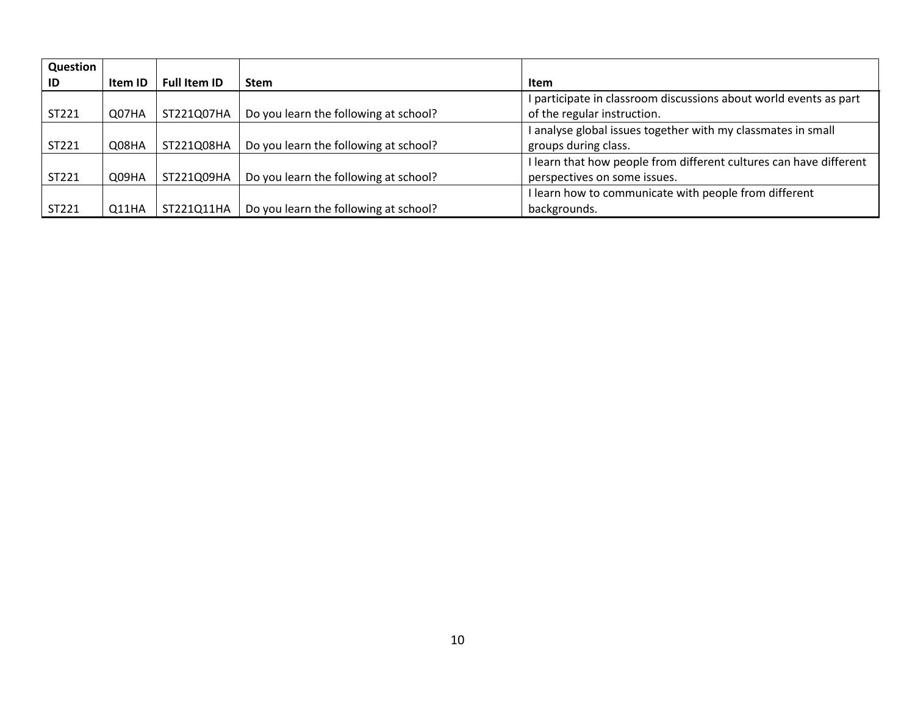| Question ID | Item ID | Full Item ID | Stem | Item |
|---|---|---|---|---|
| ST221 | Q07HA | ST221Q07HA | Do you learn the following at school? | I participate in classroom discussions about world events as part of the regular instruction. |
| ST221 | Q08HA | ST221Q08HA | Do you learn the following at school? | I analyse global issues together with my classmates in small groups during class. |
| ST221 | Q09HA | ST221Q09HA | Do you learn the following at school? | I learn that how people from different cultures can have different perspectives on some issues. |
| ST221 | Q11HA | ST221Q11HA | Do you learn the following at school? | I learn how to communicate with people from different backgrounds. |